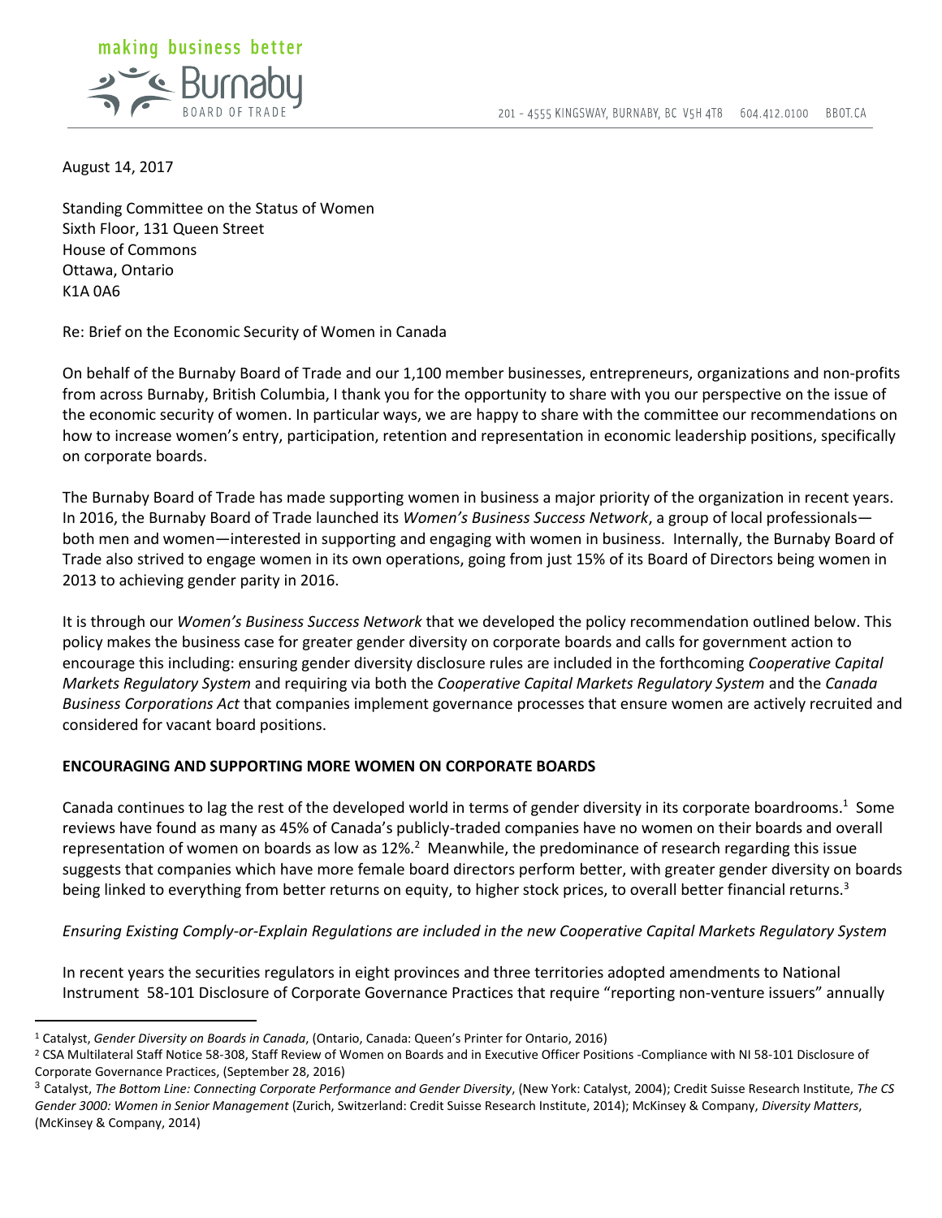making business better

Burnaby BOARD OF TRADE

201 - 4555 KINGSWAY, BURNABY, BC V5H 4T8 604.412.0100 BBOT.CA

August 14, 2017

Standing Committee on the Status of Women
Sixth Floor, 131 Queen Street
House of Commons
Ottawa, Ontario
K1A 0A6

Re: Brief on the Economic Security of Women in Canada

On behalf of the Burnaby Board of Trade and our 1,100 member businesses, entrepreneurs, organizations and non-profits from across Burnaby, British Columbia, I thank you for the opportunity to share with you our perspective on the issue of the economic security of women. In particular ways, we are happy to share with the committee our recommendations on how to increase women's entry, participation, retention and representation in economic leadership positions, specifically on corporate boards.

The Burnaby Board of Trade has made supporting women in business a major priority of the organization in recent years. In 2016, the Burnaby Board of Trade launched its *Women's Business Success Network*, a group of local professionals—both men and women—interested in supporting and engaging with women in business. Internally, the Burnaby Board of Trade also strived to engage women in its own operations, going from just 15% of its Board of Directors being women in 2013 to achieving gender parity in 2016.

It is through our *Women's Business Success Network* that we developed the policy recommendation outlined below. This policy makes the business case for greater gender diversity on corporate boards and calls for government action to encourage this including: ensuring gender diversity disclosure rules are included in the forthcoming *Cooperative Capital Markets Regulatory System* and requiring via both the *Cooperative Capital Markets Regulatory System* and the *Canada Business Corporations Act* that companies implement governance processes that ensure women are actively recruited and considered for vacant board positions.

**ENCOURAGING AND SUPPORTING MORE WOMEN ON CORPORATE BOARDS**

Canada continues to lag the rest of the developed world in terms of gender diversity in its corporate boardrooms.[1] Some reviews have found as many as 45% of Canada's publicly-traded companies have no women on their boards and overall representation of women on boards as low as 12%.[2] Meanwhile, the predominance of research regarding this issue suggests that companies which have more female board directors perform better, with greater gender diversity on boards being linked to everything from better returns on equity, to higher stock prices, to overall better financial returns.[3]

*Ensuring Existing Comply-or-Explain Regulations are included in the new Cooperative Capital Markets Regulatory System*

In recent years the securities regulators in eight provinces and three territories adopted amendments to National Instrument 58-101 Disclosure of Corporate Governance Practices that require "reporting non-venture issuers" annually

---

[1] Catalyst, *Gender Diversity on Boards in Canada*, (Ontario, Canada: Queen's Printer for Ontario, 2016)

[2] CSA Multilateral Staff Notice 58-308, Staff Review of Women on Boards and in Executive Officer Positions -Compliance with NI 58-101 Disclosure of Corporate Governance Practices, (September 28, 2016)

[3] Catalyst, *The Bottom Line: Connecting Corporate Performance and Gender Diversity*, (New York: Catalyst, 2004); Credit Suisse Research Institute, *The CS Gender 3000: Women in Senior Management* (Zurich, Switzerland: Credit Suisse Research Institute, 2014); McKinsey & Company, *Diversity Matters*, (McKinsey & Company, 2014)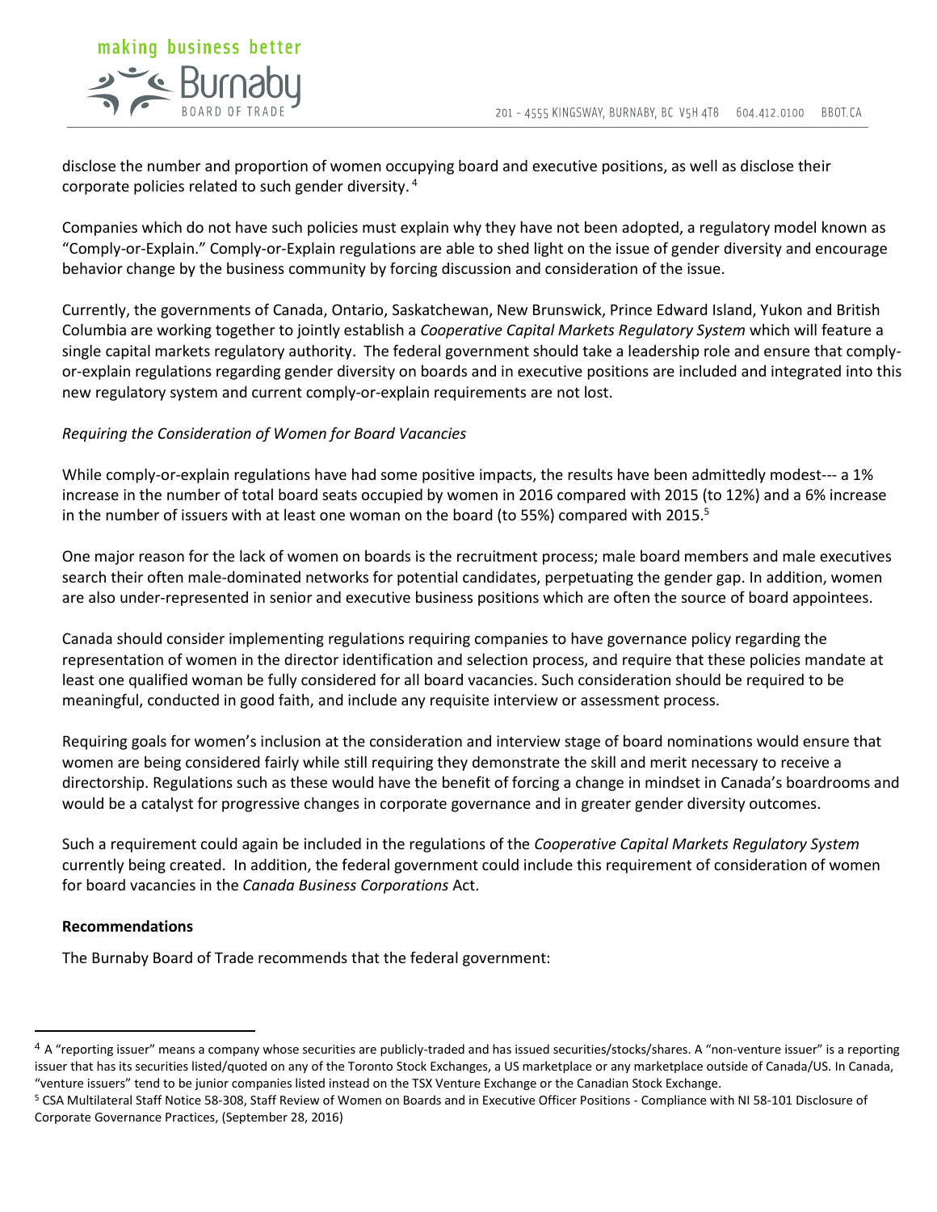disclose the number and proportion of women occupying board and executive positions, as well as disclose their corporate policies related to such gender diversity. [4]

Companies which do not have such policies must explain why they have not been adopted, a regulatory model known as "Comply-or-Explain." Comply-or-Explain regulations are able to shed light on the issue of gender diversity and encourage behavior change by the business community by forcing discussion and consideration of the issue.

Currently, the governments of Canada, Ontario, Saskatchewan, New Brunswick, Prince Edward Island, Yukon and British Columbia are working together to jointly establish a *Cooperative Capital Markets Regulatory System* which will feature a single capital markets regulatory authority. The federal government should take a leadership role and ensure that comply-or-explain regulations regarding gender diversity on boards and in executive positions are included and integrated into this new regulatory system and current comply-or-explain requirements are not lost.

*Requiring the Consideration of Women for Board Vacancies*

While comply-or-explain regulations have had some positive impacts, the results have been admittedly modest--- a 1% increase in the number of total board seats occupied by women in 2016 compared with 2015 (to 12%) and a 6% increase in the number of issuers with at least one woman on the board (to 55%) compared with 2015.[5]

One major reason for the lack of women on boards is the recruitment process; male board members and male executives search their often male-dominated networks for potential candidates, perpetuating the gender gap. In addition, women are also under-represented in senior and executive business positions which are often the source of board appointees.

Canada should consider implementing regulations requiring companies to have governance policy regarding the representation of women in the director identification and selection process, and require that these policies mandate at least one qualified woman be fully considered for all board vacancies. Such consideration should be required to be meaningful, conducted in good faith, and include any requisite interview or assessment process.

Requiring goals for women's inclusion at the consideration and interview stage of board nominations would ensure that women are being considered fairly while still requiring they demonstrate the skill and merit necessary to receive a directorship. Regulations such as these would have the benefit of forcing a change in mindset in Canada's boardrooms and would be a catalyst for progressive changes in corporate governance and in greater gender diversity outcomes.

Such a requirement could again be included in the regulations of the *Cooperative Capital Markets Regulatory System* currently being created. In addition, the federal government could include this requirement of consideration of women for board vacancies in the *Canada Business Corporations* Act.

**Recommendations**

The Burnaby Board of Trade recommends that the federal government:

---

[4] A "reporting issuer" means a company whose securities are publicly-traded and has issued securities/stocks/shares. A "non-venture issuer" is a reporting issuer that has its securities listed/quoted on any of the Toronto Stock Exchanges, a US marketplace or any marketplace outside of Canada/US. In Canada, "venture issuers" tend to be junior companies listed instead on the TSX Venture Exchange or the Canadian Stock Exchange.

[5] CSA Multilateral Staff Notice 58-308, Staff Review of Women on Boards and in Executive Officer Positions - Compliance with NI 58-101 Disclosure of Corporate Governance Practices, (September 28, 2016)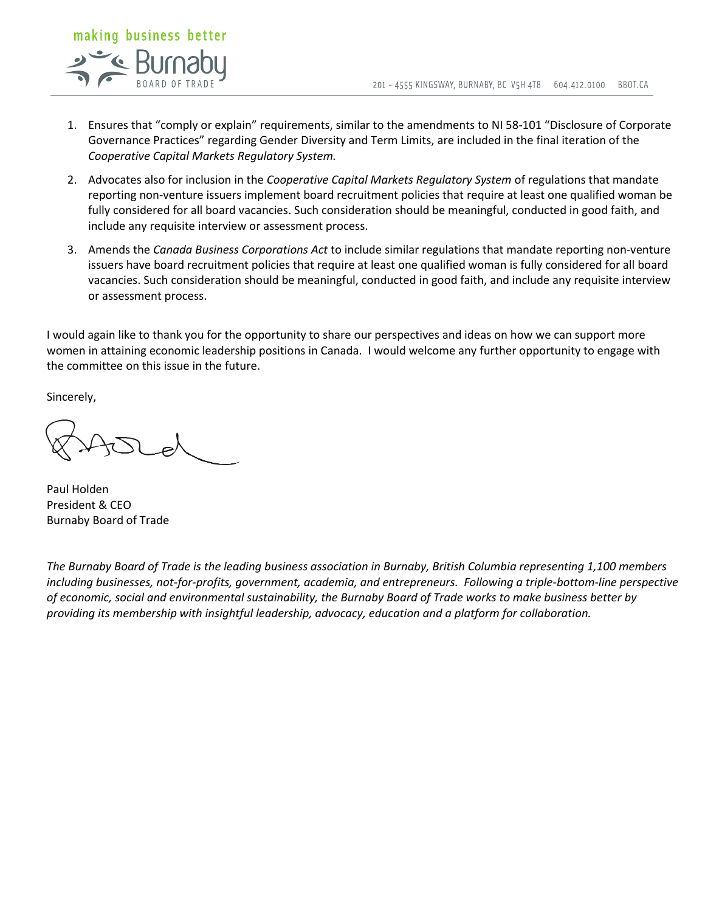1. Ensures that "comply or explain" requirements, similar to the amendments to NI 58-101 "Disclosure of Corporate Governance Practices" regarding Gender Diversity and Term Limits, are included in the final iteration of the *Cooperative Capital Markets Regulatory System.*

2. Advocates also for inclusion in the *Cooperative Capital Markets Regulatory System* of regulations that mandate reporting non-venture issuers implement board recruitment policies that require at least one qualified woman be fully considered for all board vacancies. Such consideration should be meaningful, conducted in good faith, and include any requisite interview or assessment process.

3. Amends the *Canada Business Corporations Act* to include similar regulations that mandate reporting non-venture issuers have board recruitment policies that require at least one qualified woman is fully considered for all board vacancies. Such consideration should be meaningful, conducted in good faith, and include any requisite interview or assessment process.

I would again like to thank you for the opportunity to share our perspectives and ideas on how we can support more women in attaining economic leadership positions in Canada. I would welcome any further opportunity to engage with the committee on this issue in the future.

Sincerely,

Paul Holden
President & CEO
Burnaby Board of Trade

*The Burnaby Board of Trade is the leading business association in Burnaby, British Columbia representing 1,100 members including businesses, not-for-profits, government, academia, and entrepreneurs. Following a triple-bottom-line perspective of economic, social and environmental sustainability, the Burnaby Board of Trade works to make business better by providing its membership with insightful leadership, advocacy, education and a platform for collaboration.*